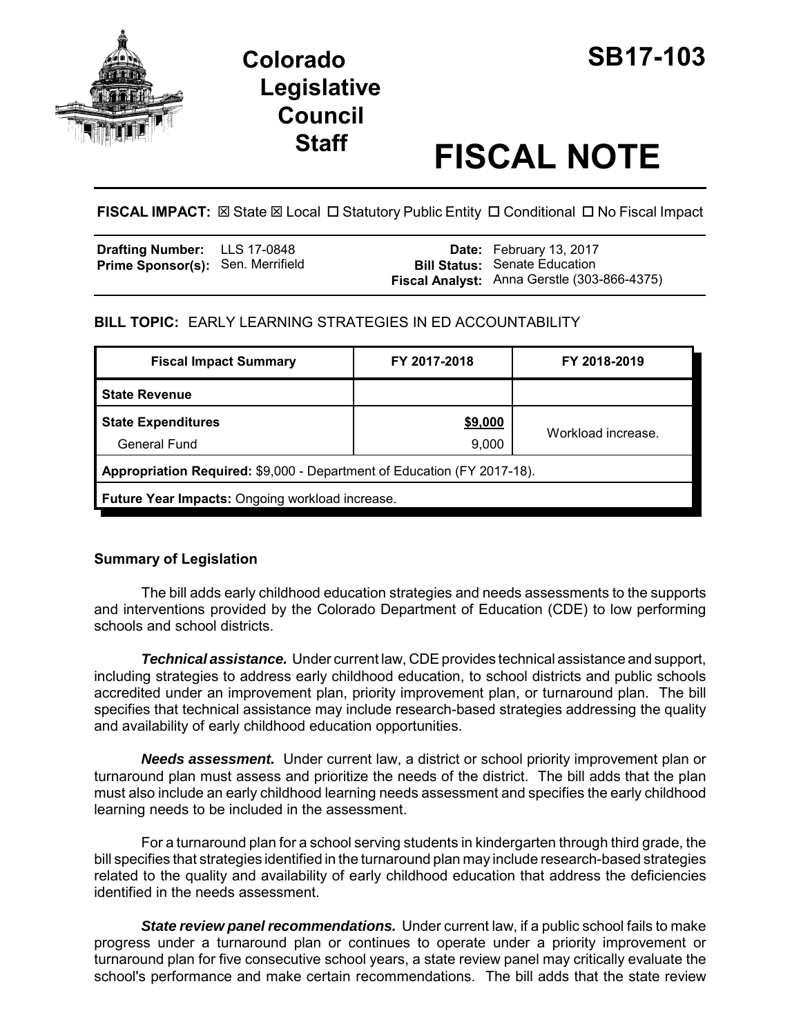# Colorado Legislative Council Staff

# SB17-103

# FISCAL NOTE

**FISCAL IMPACT:** ☒ State ☒ Local ☐ Statutory Public Entity ☐ Conditional ☐ No Fiscal Impact

| | | | |
|---|---|---|---|
| **Drafting Number:** | LLS 17-0848 | **Date:** | February 13, 2017 |
| **Prime Sponsor(s):** | Sen. Merrifield | **Bill Status:** | Senate Education |
| | | **Fiscal Analyst:** | Anna Gerstle (303-866-4375) |

**BILL TOPIC:** EARLY LEARNING STRATEGIES IN ED ACCOUNTABILITY

| Fiscal Impact Summary | FY 2017-2018 | FY 2018-2019 |
|---|---|---|
| **State Revenue** | | |
| **State Expenditures** | **$9,000** | Workload increase. |
| General Fund | 9,000 | |
| **Appropriation Required:** $9,000 - Department of Education (FY 2017-18). | | |
| **Future Year Impacts:** Ongoing workload increase. | | |

## Summary of Legislation

The bill adds early childhood education strategies and needs assessments to the supports and interventions provided by the Colorado Department of Education (CDE) to low performing schools and school districts.

***Technical assistance.*** Under current law, CDE provides technical assistance and support, including strategies to address early childhood education, to school districts and public schools accredited under an improvement plan, priority improvement plan, or turnaround plan. The bill specifies that technical assistance may include research-based strategies addressing the quality and availability of early childhood education opportunities.

***Needs assessment.*** Under current law, a district or school priority improvement plan or turnaround plan must assess and prioritize the needs of the district. The bill adds that the plan must also include an early childhood learning needs assessment and specifies the early childhood learning needs to be included in the assessment.

For a turnaround plan for a school serving students in kindergarten through third grade, the bill specifies that strategies identified in the turnaround plan may include research-based strategies related to the quality and availability of early childhood education that address the deficiencies identified in the needs assessment.

***State review panel recommendations.*** Under current law, if a public school fails to make progress under a turnaround plan or continues to operate under a priority improvement or turnaround plan for five consecutive school years, a state review panel may critically evaluate the school's performance and make certain recommendations. The bill adds that the state review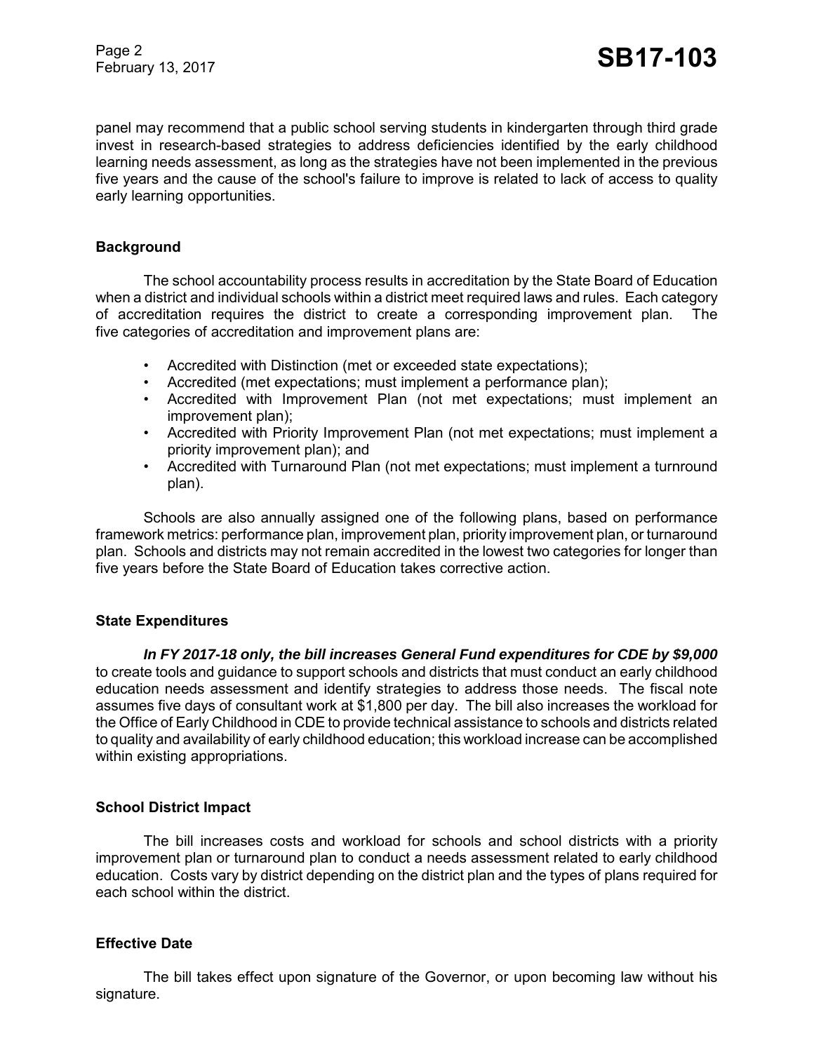panel may recommend that a public school serving students in kindergarten through third grade invest in research-based strategies to address deficiencies identified by the early childhood learning needs assessment, as long as the strategies have not been implemented in the previous five years and the cause of the school's failure to improve is related to lack of access to quality early learning opportunities.

## Background

The school accountability process results in accreditation by the State Board of Education when a district and individual schools within a district meet required laws and rules. Each category of accreditation requires the district to create a corresponding improvement plan. The five categories of accreditation and improvement plans are:

- Accredited with Distinction (met or exceeded state expectations);
- Accredited (met expectations; must implement a performance plan);
- Accredited with Improvement Plan (not met expectations; must implement an improvement plan);
- Accredited with Priority Improvement Plan (not met expectations; must implement a priority improvement plan); and
- Accredited with Turnaround Plan (not met expectations; must implement a turnround plan).

Schools are also annually assigned one of the following plans, based on performance framework metrics: performance plan, improvement plan, priority improvement plan, or turnaround plan. Schools and districts may not remain accredited in the lowest two categories for longer than five years before the State Board of Education takes corrective action.

## State Expenditures

***In FY 2017-18 only, the bill increases General Fund expenditures for CDE by $9,000*** to create tools and guidance to support schools and districts that must conduct an early childhood education needs assessment and identify strategies to address those needs. The fiscal note assumes five days of consultant work at $1,800 per day. The bill also increases the workload for the Office of Early Childhood in CDE to provide technical assistance to schools and districts related to quality and availability of early childhood education; this workload increase can be accomplished within existing appropriations.

## School District Impact

The bill increases costs and workload for schools and school districts with a priority improvement plan or turnaround plan to conduct a needs assessment related to early childhood education. Costs vary by district depending on the district plan and the types of plans required for each school within the district.

## Effective Date

The bill takes effect upon signature of the Governor, or upon becoming law without his signature.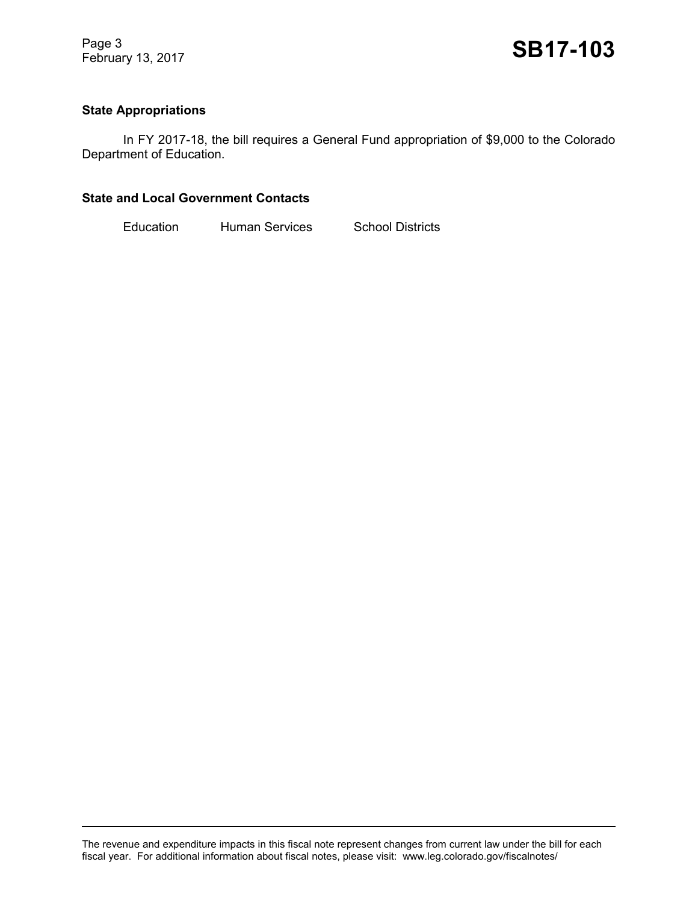### State Appropriations

In FY 2017-18, the bill requires a General Fund appropriation of $9,000 to the Colorado Department of Education.

### State and Local Government Contacts

Education    Human Services    School Districts

The revenue and expenditure impacts in this fiscal note represent changes from current law under the bill for each fiscal year. For additional information about fiscal notes, please visit: www.leg.colorado.gov/fiscalnotes/